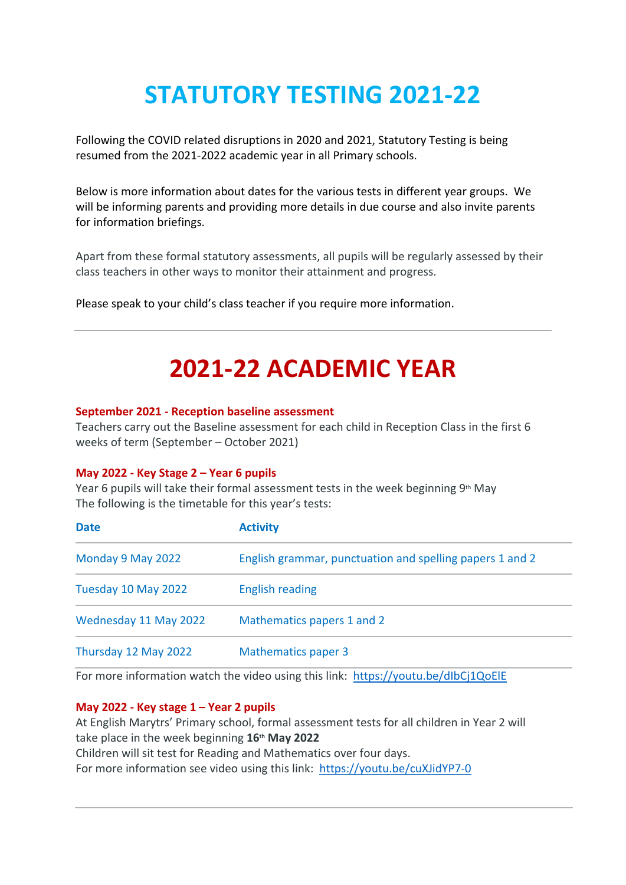# STATUTORY TESTING 2021-22

Following the COVID related disruptions in 2020 and 2021, Statutory Testing is being resumed from the 2021-2022 academic year in all Primary schools.

Below is more information about dates for the various tests in different year groups. We will be informing parents and providing more details in due course and also invite parents for information briefings.

Apart from these formal statutory assessments, all pupils will be regularly assessed by their class teachers in other ways to monitor their attainment and progress.

Please speak to your child's class teacher if you require more information.

---

# 2021-22 ACADEMIC YEAR

**September 2021 - Reception baseline assessment**

Teachers carry out the Baseline assessment for each child in Reception Class in the first 6 weeks of term (September – October 2021)

**May 2022 - Key Stage 2 – Year 6 pupils**

Year 6 pupils will take their formal assessment tests in the week beginning 9th May

The following is the timetable for this year's tests:

| Date | Activity |
|---|---|
| Monday 9 May 2022 | English grammar, punctuation and spelling papers 1 and 2 |
| Tuesday 10 May 2022 | English reading |
| Wednesday 11 May 2022 | Mathematics papers 1 and 2 |
| Thursday 12 May 2022 | Mathematics paper 3 |

For more information watch the video using this link: https://youtu.be/dIbCj1QoElE

**May 2022 - Key stage 1 – Year 2 pupils**

At English Marytrs' Primary school, formal assessment tests for all children in Year 2 will take place in the week beginning **16th May 2022**

Children will sit test for Reading and Mathematics over four days.

For more information see video using this link: https://youtu.be/cuXJidYP7-0

---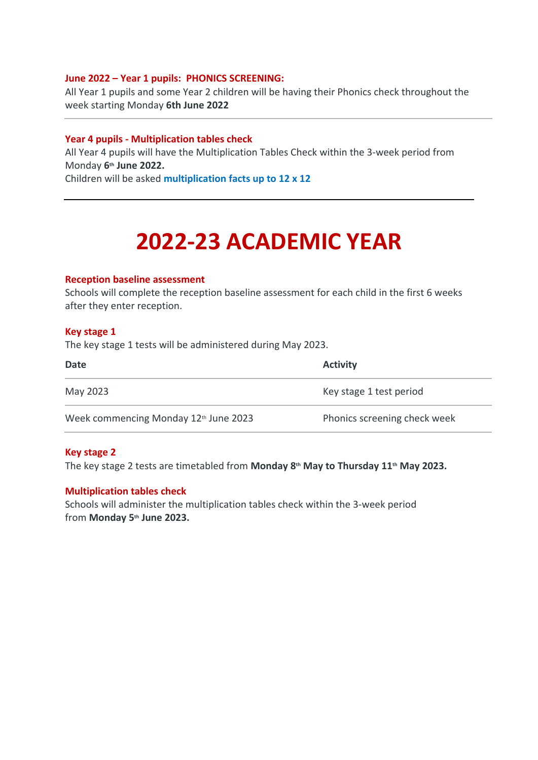**June 2022 – Year 1 pupils: PHONICS SCREENING:**

All Year 1 pupils and some Year 2 children will be having their Phonics check throughout the week starting Monday **6th June 2022**

---

**Year 4 pupils - Multiplication tables check**

All Year 4 pupils will have the Multiplication Tables Check within the 3-week period from Monday **6th June 2022.**

Children will be asked **multiplication facts up to 12 x 12**

---

# 2022-23 ACADEMIC YEAR

**Reception baseline assessment**

Schools will complete the reception baseline assessment for each child in the first 6 weeks after they enter reception.

**Key stage 1**

The key stage 1 tests will be administered during May 2023.

| Date | Activity |
|---|---|
| May 2023 | Key stage 1 test period |
| Week commencing Monday 12th June 2023 | Phonics screening check week |

**Key stage 2**

The key stage 2 tests are timetabled from **Monday 8th May to Thursday 11th May 2023.**

**Multiplication tables check**

Schools will administer the multiplication tables check within the 3-week period from **Monday 5th June 2023.**